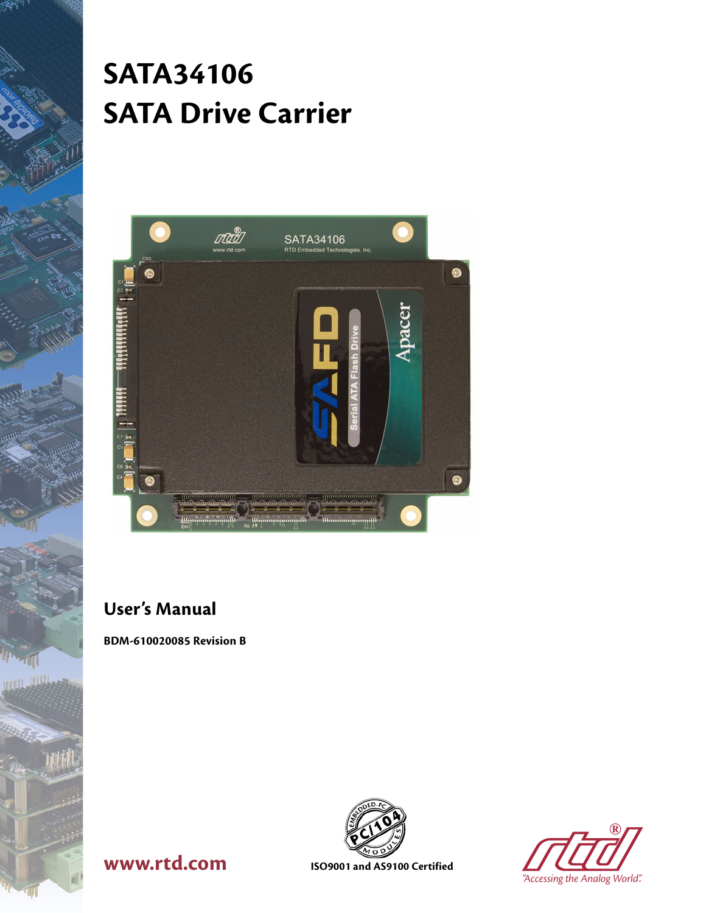# SATA34106
# SATA Drive Carrier

## User's Manual

**BDM-610020085 Revision B**

**www.rtd.com**

**ISO9001 and AS9100 Certified**

"Accessing the Analog World".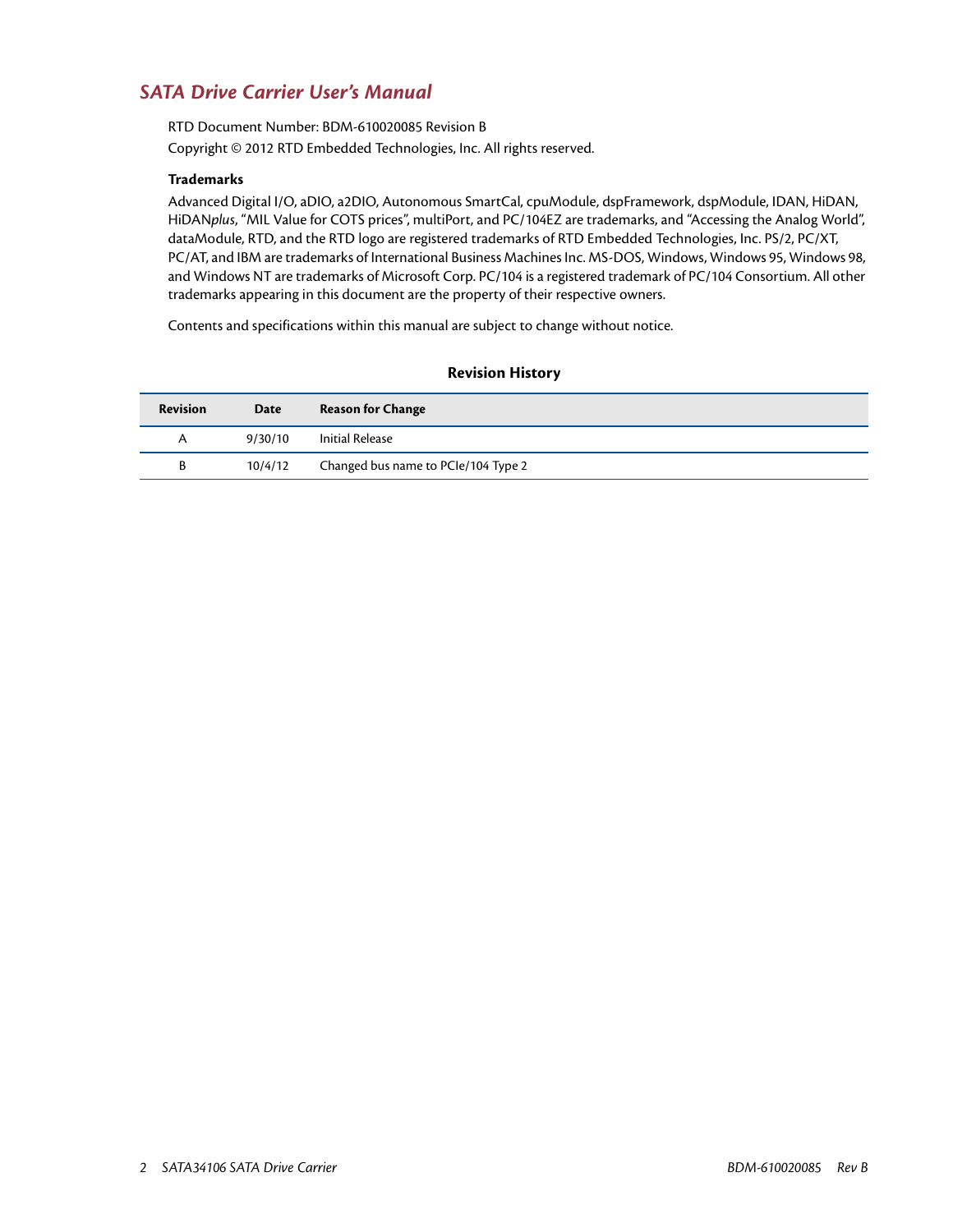## *SATA Drive Carrier User's Manual*

RTD Document Number: BDM-610020085 Revision B

Copyright © 2012 RTD Embedded Technologies, Inc. All rights reserved.

**Trademarks**

Advanced Digital I/O, aDIO, a2DIO, Autonomous SmartCal, cpuModule, dspFramework, dspModule, IDAN, HiDAN, HiDAN*plus*, "MIL Value for COTS prices", multiPort, and PC/104EZ are trademarks, and "Accessing the Analog World", dataModule, RTD, and the RTD logo are registered trademarks of RTD Embedded Technologies, Inc. PS/2, PC/XT, PC/AT, and IBM are trademarks of International Business Machines Inc. MS-DOS, Windows, Windows 95, Windows 98, and Windows NT are trademarks of Microsoft Corp. PC/104 is a registered trademark of PC/104 Consortium. All other trademarks appearing in this document are the property of their respective owners.

Contents and specifications within this manual are subject to change without notice.

**Revision History**

| Revision | Date | Reason for Change |
|---|---|---|
| A | 9/30/10 | Initial Release |
| B | 10/4/12 | Changed bus name to PCIe/104 Type 2 |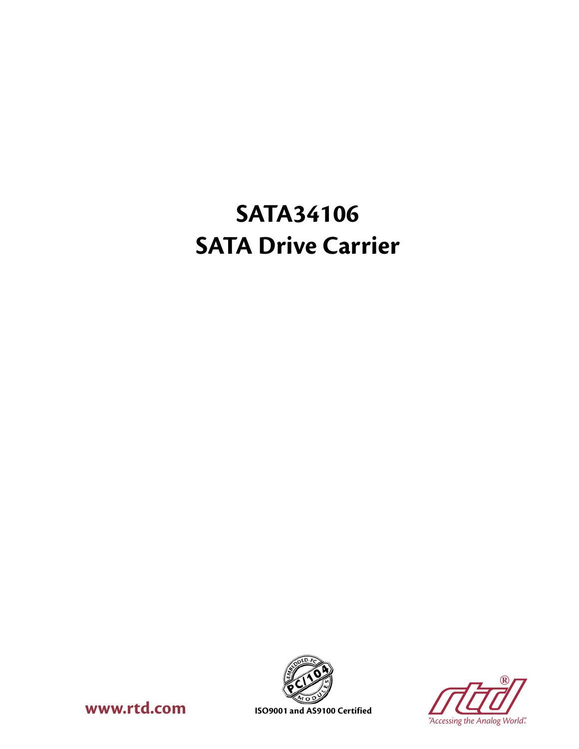# SATA34106
# SATA Drive Carrier

www.rtd.com

ISO9001 and AS9100 Certified

"Accessing the Analog World".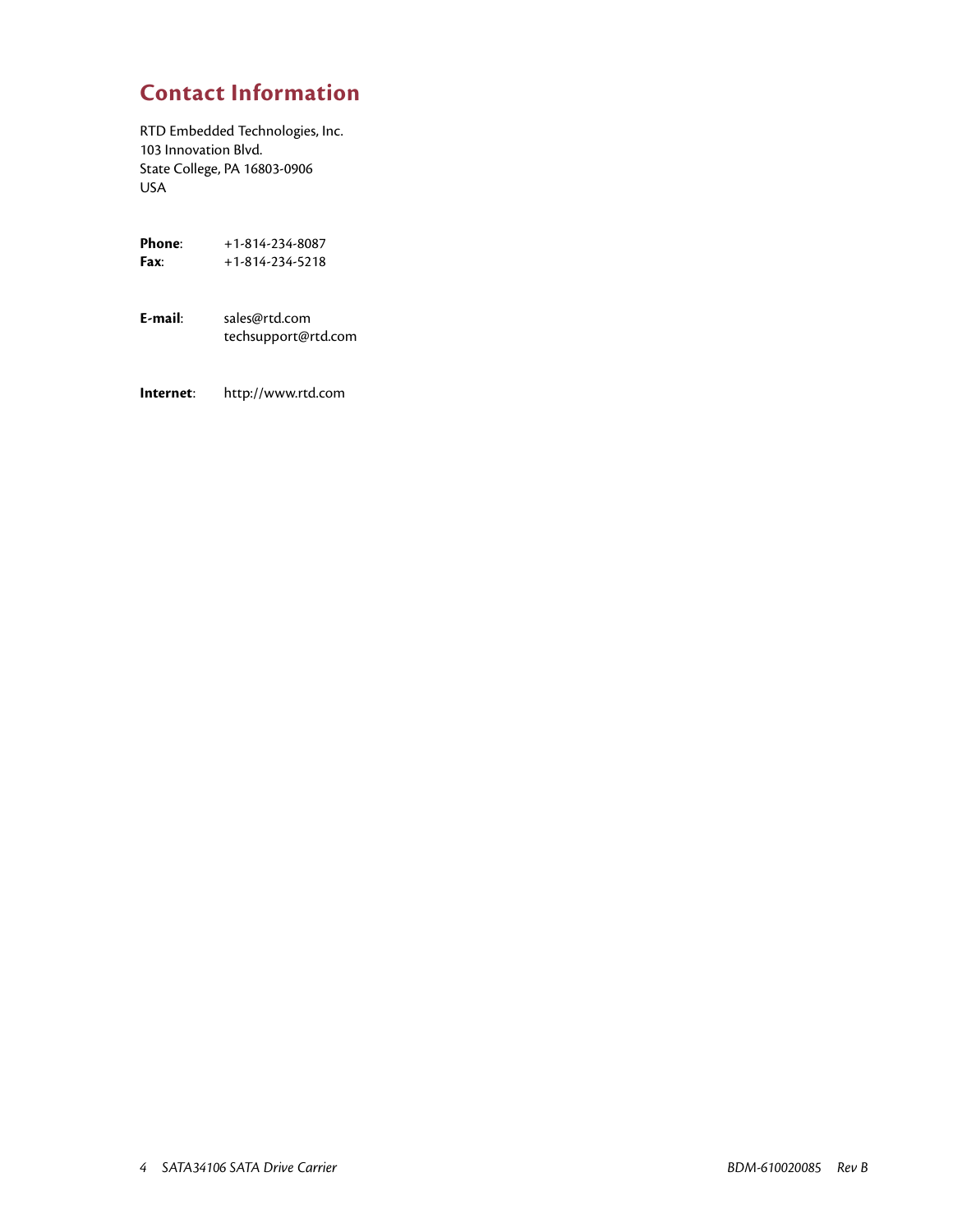# Contact Information

RTD Embedded Technologies, Inc.
103 Innovation Blvd.
State College, PA 16803-0906
USA

**Phone**: +1-814-234-8087
**Fax**: +1-814-234-5218

**E-mail**: sales@rtd.com
techsupport@rtd.com

**Internet**: http://www.rtd.com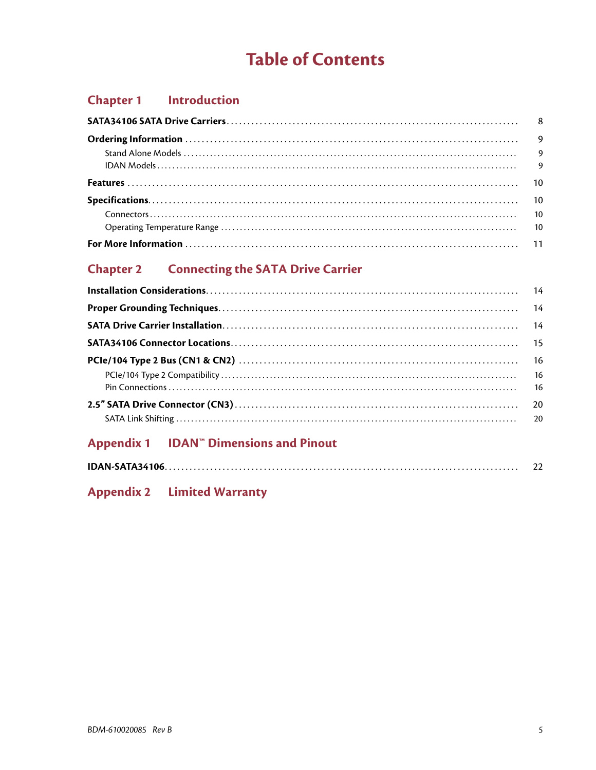# Table of Contents

## Chapter 1 Introduction

**SATA34106 SATA Drive Carriers** ........ 8

**Ordering Information** ........ 9

- Stand Alone Models ........ 9
- IDAN Models ........ 9

**Features** ........ 10

**Specifications** ........ 10

- Connectors ........ 10
- Operating Temperature Range ........ 10

**For More Information** ........ 11

## Chapter 2 Connecting the SATA Drive Carrier

**Installation Considerations** ........ 14

**Proper Grounding Techniques** ........ 14

**SATA Drive Carrier Installation** ........ 14

**SATA34106 Connector Locations** ........ 15

**PCIe/104 Type 2 Bus (CN1 & CN2)** ........ 16

- PCIe/104 Type 2 Compatibility ........ 16
- Pin Connections ........ 16

**2.5" SATA Drive Connector (CN3)** ........ 20

- SATA Link Shifting ........ 20

## Appendix 1 IDAN™ Dimensions and Pinout

**IDAN-SATA34106** ........ 22

## Appendix 2 Limited Warranty

*BDM-610020085 Rev B*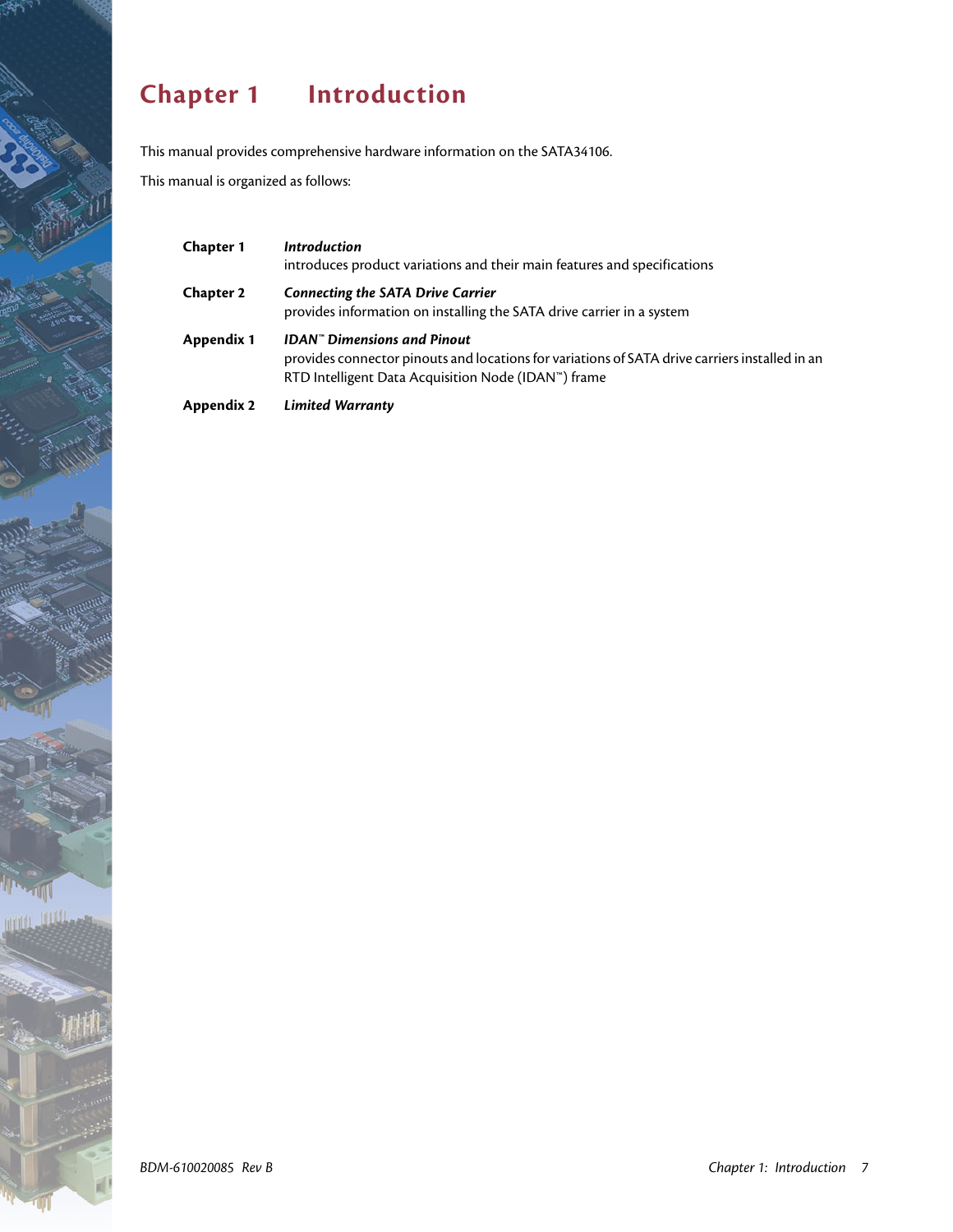# Chapter 1 Introduction

This manual provides comprehensive hardware information on the SATA34106.

This manual is organized as follows:

**Chapter 1** ***Introduction***
introduces product variations and their main features and specifications

**Chapter 2** ***Connecting the SATA Drive Carrier***
provides information on installing the SATA drive carrier in a system

**Appendix 1** ***IDAN™ Dimensions and Pinout***
provides connector pinouts and locations for variations of SATA drive carriers installed in an RTD Intelligent Data Acquisition Node (IDAN™) frame

**Appendix 2** ***Limited Warranty***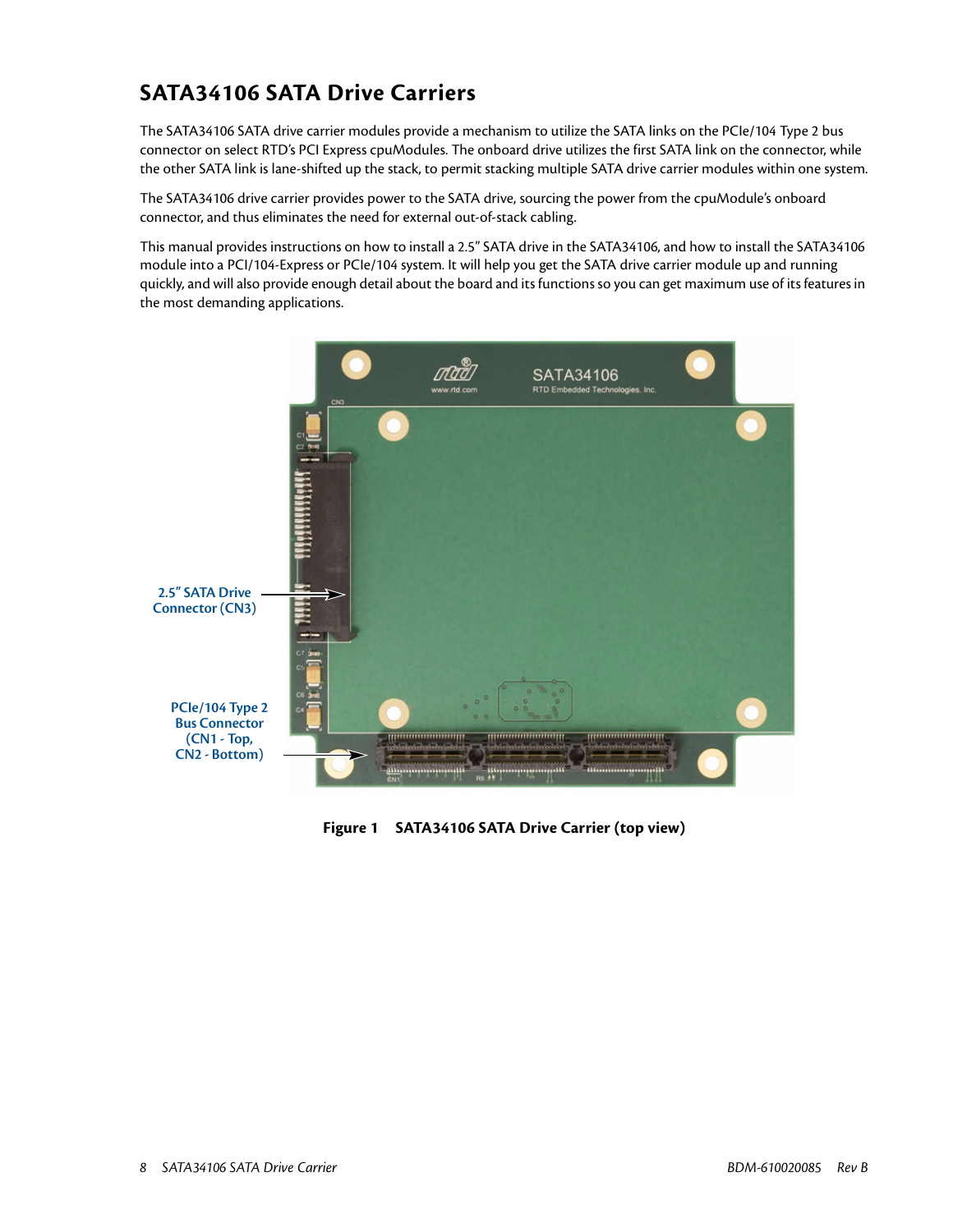## SATA34106 SATA Drive Carriers

The SATA34106 SATA drive carrier modules provide a mechanism to utilize the SATA links on the PCIe/104 Type 2 bus connector on select RTD's PCI Express cpuModules. The onboard drive utilizes the first SATA link on the connector, while the other SATA link is lane-shifted up the stack, to permit stacking multiple SATA drive carrier modules within one system.

The SATA34106 drive carrier provides power to the SATA drive, sourcing the power from the cpuModule's onboard connector, and thus eliminates the need for external out-of-stack cabling.

This manual provides instructions on how to install a 2.5" SATA drive in the SATA34106, and how to install the SATA34106 module into a PCI/104-Express or PCIe/104 system. It will help you get the SATA drive carrier module up and running quickly, and will also provide enough detail about the board and its functions so you can get maximum use of its features in the most demanding applications.

2.5" SATA Drive Connector (CN3)

PCIe/104 Type 2 Bus Connector (CN1 - Top, CN2 - Bottom)

**Figure 1 SATA34106 SATA Drive Carrier (top view)**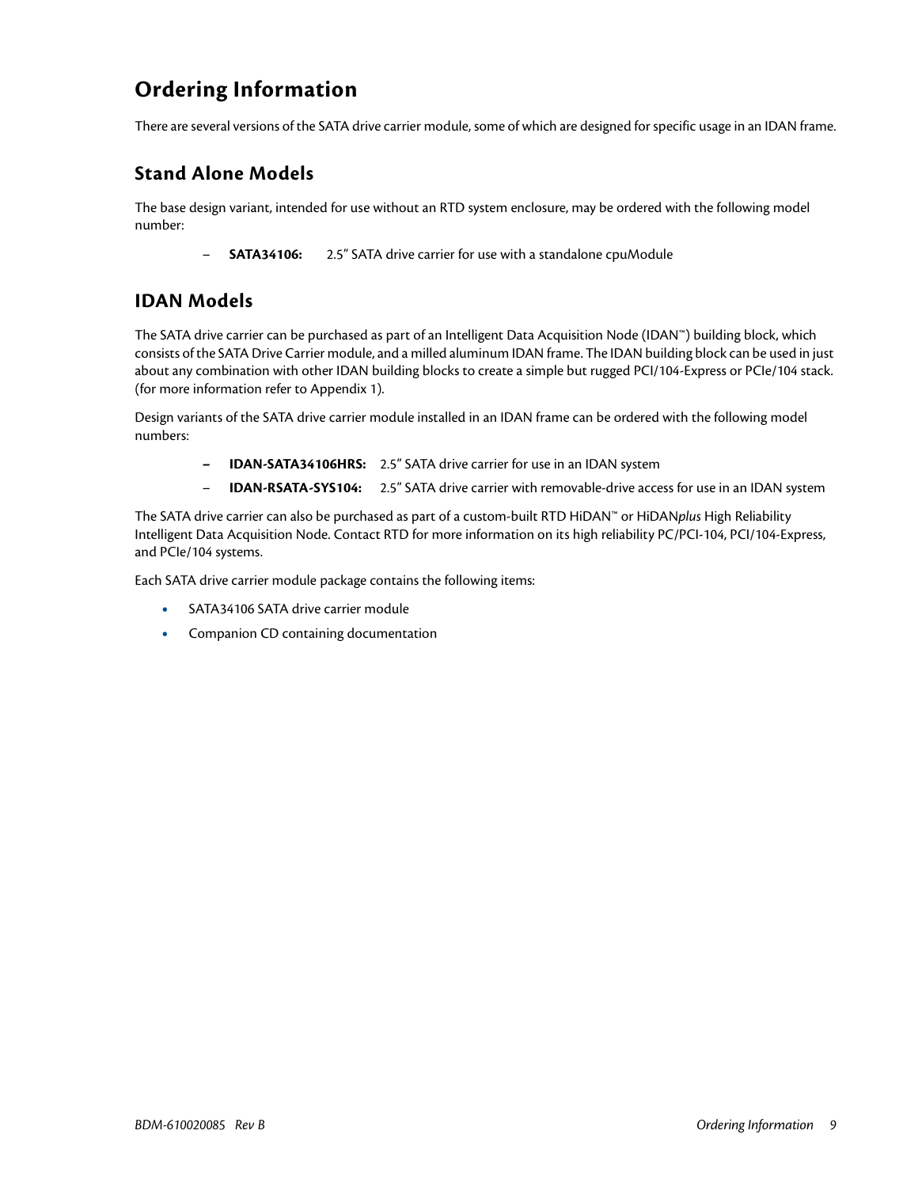# Ordering Information

There are several versions of the SATA drive carrier module, some of which are designed for specific usage in an IDAN frame.

## Stand Alone Models

The base design variant, intended for use without an RTD system enclosure, may be ordered with the following model number:

- **SATA34106:** 2.5" SATA drive carrier for use with a standalone cpuModule

## IDAN Models

The SATA drive carrier can be purchased as part of an Intelligent Data Acquisition Node (IDAN™) building block, which consists of the SATA Drive Carrier module, and a milled aluminum IDAN frame. The IDAN building block can be used in just about any combination with other IDAN building blocks to create a simple but rugged PCI/104-Express or PCIe/104 stack. (for more information refer to Appendix 1).

Design variants of the SATA drive carrier module installed in an IDAN frame can be ordered with the following model numbers:

- **IDAN-SATA34106HRS:** 2.5" SATA drive carrier for use in an IDAN system
- **IDAN-RSATA-SYS104:** 2.5" SATA drive carrier with removable-drive access for use in an IDAN system

The SATA drive carrier can also be purchased as part of a custom-built RTD HiDAN™ or HiDAN*plus* High Reliability Intelligent Data Acquisition Node. Contact RTD for more information on its high reliability PC/PCI-104, PCI/104-Express, and PCIe/104 systems.

Each SATA drive carrier module package contains the following items:

- SATA34106 SATA drive carrier module
- Companion CD containing documentation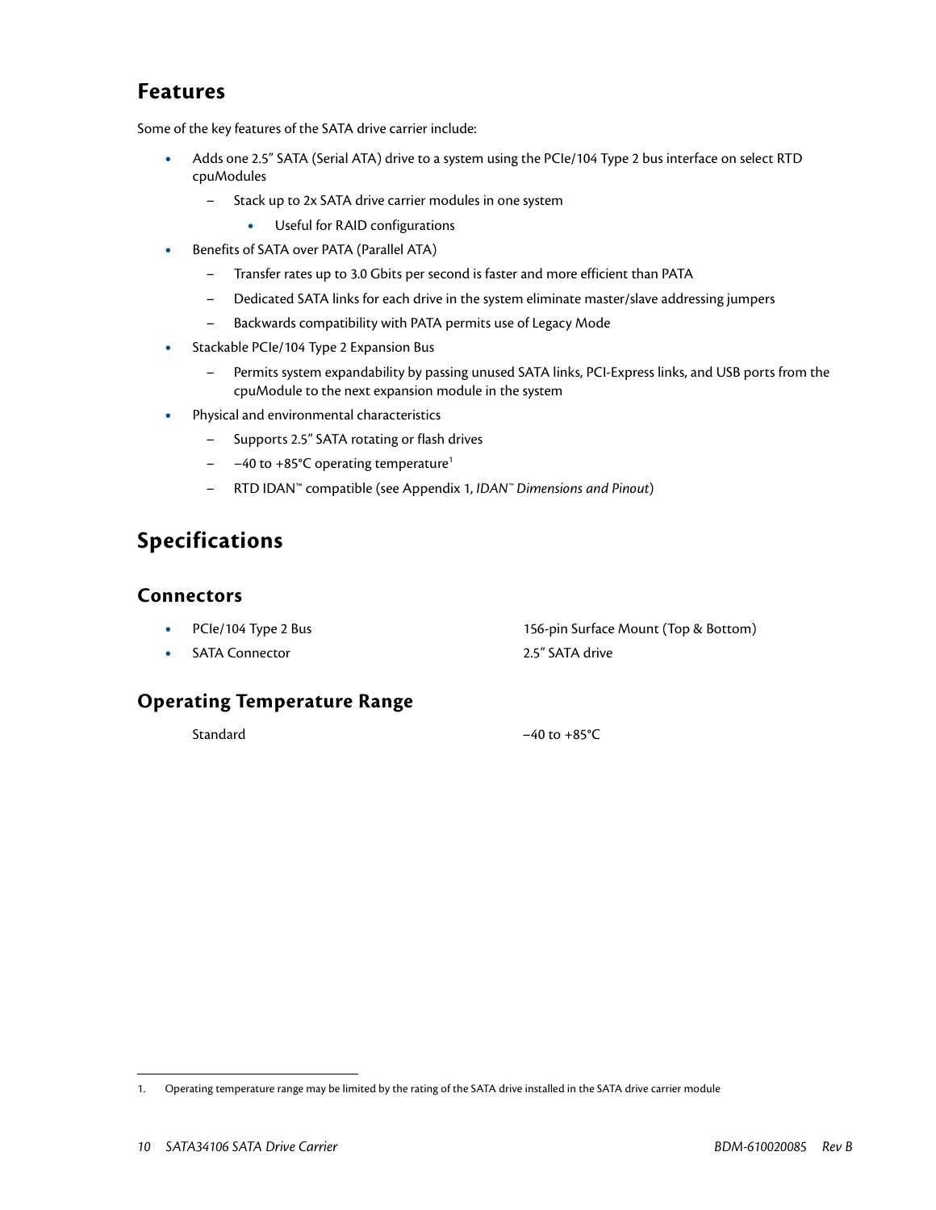## Features

Some of the key features of the SATA drive carrier include:

- Adds one 2.5" SATA (Serial ATA) drive to a system using the PCIe/104 Type 2 bus interface on select RTD cpuModules
  - Stack up to 2x SATA drive carrier modules in one system
    - Useful for RAID configurations
- Benefits of SATA over PATA (Parallel ATA)
  - Transfer rates up to 3.0 Gbits per second is faster and more efficient than PATA
  - Dedicated SATA links for each drive in the system eliminate master/slave addressing jumpers
  - Backwards compatibility with PATA permits use of Legacy Mode
- Stackable PCIe/104 Type 2 Expansion Bus
  - Permits system expandability by passing unused SATA links, PCI-Express links, and USB ports from the cpuModule to the next expansion module in the system
- Physical and environmental characteristics
  - Supports 2.5" SATA rotating or flash drives
  - −40 to +85°C operating temperature[1]
  - RTD IDAN™ compatible (see Appendix 1, *IDAN™ Dimensions and Pinout*)

## Specifications

### Connectors

- PCIe/104 Type 2 Bus — 156-pin Surface Mount (Top & Bottom)
- SATA Connector — 2.5" SATA drive

### Operating Temperature Range

Standard — −40 to +85°C

1. Operating temperature range may be limited by the rating of the SATA drive installed in the SATA drive carrier module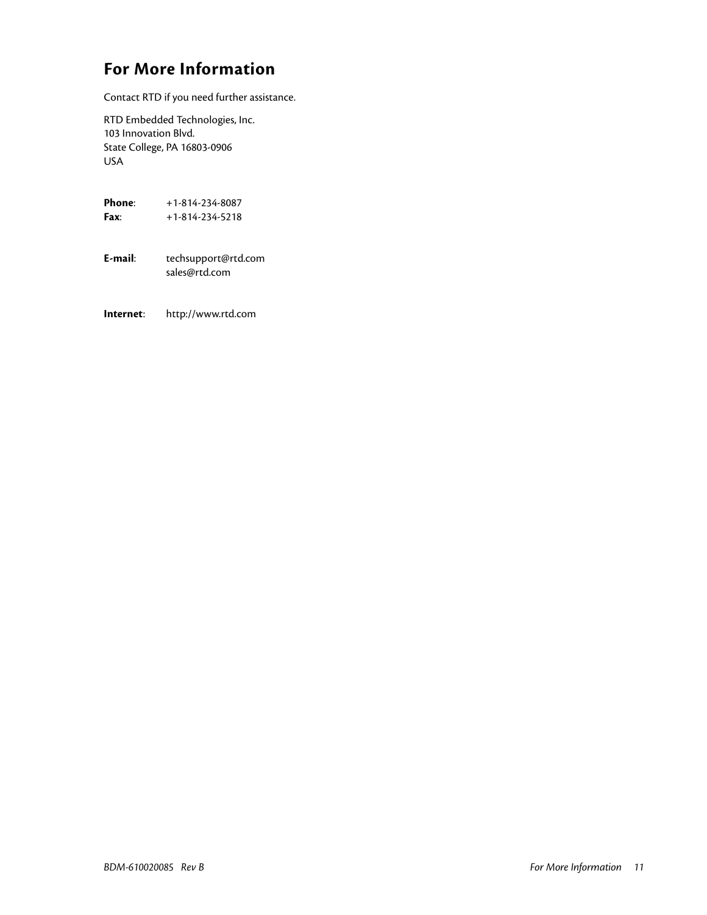# For More Information

Contact RTD if you need further assistance.

RTD Embedded Technologies, Inc.
103 Innovation Blvd.
State College, PA 16803-0906
USA

**Phone**: +1-814-234-8087
**Fax**: +1-814-234-5218

**E-mail**: techsupport@rtd.com
sales@rtd.com

**Internet**: http://www.rtd.com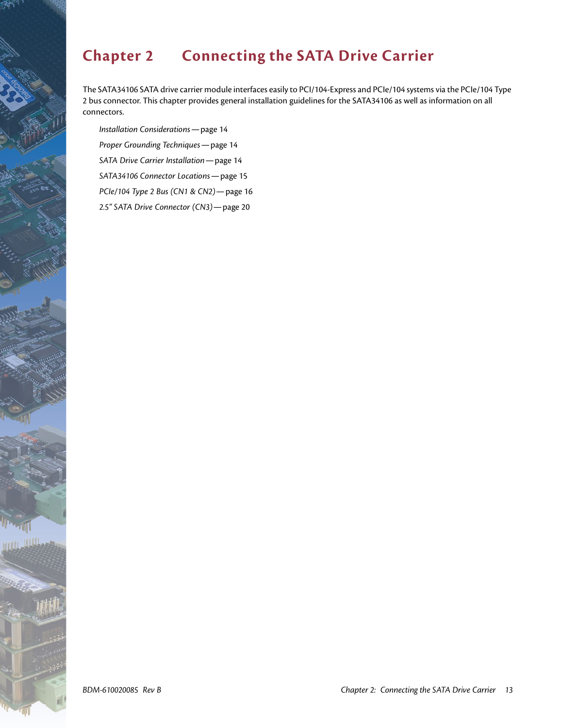# Chapter 2 Connecting the SATA Drive Carrier

The SATA34106 SATA drive carrier module interfaces easily to PCI/104-Express and PCIe/104 systems via the PCIe/104 Type 2 bus connector. This chapter provides general installation guidelines for the SATA34106 as well as information on all connectors.

*Installation Considerations* — page 14

*Proper Grounding Techniques* — page 14

*SATA Drive Carrier Installation* — page 14

*SATA34106 Connector Locations* — page 15

*PCIe/104 Type 2 Bus (CN1 & CN2)* — page 16

*2.5" SATA Drive Connector (CN3)* — page 20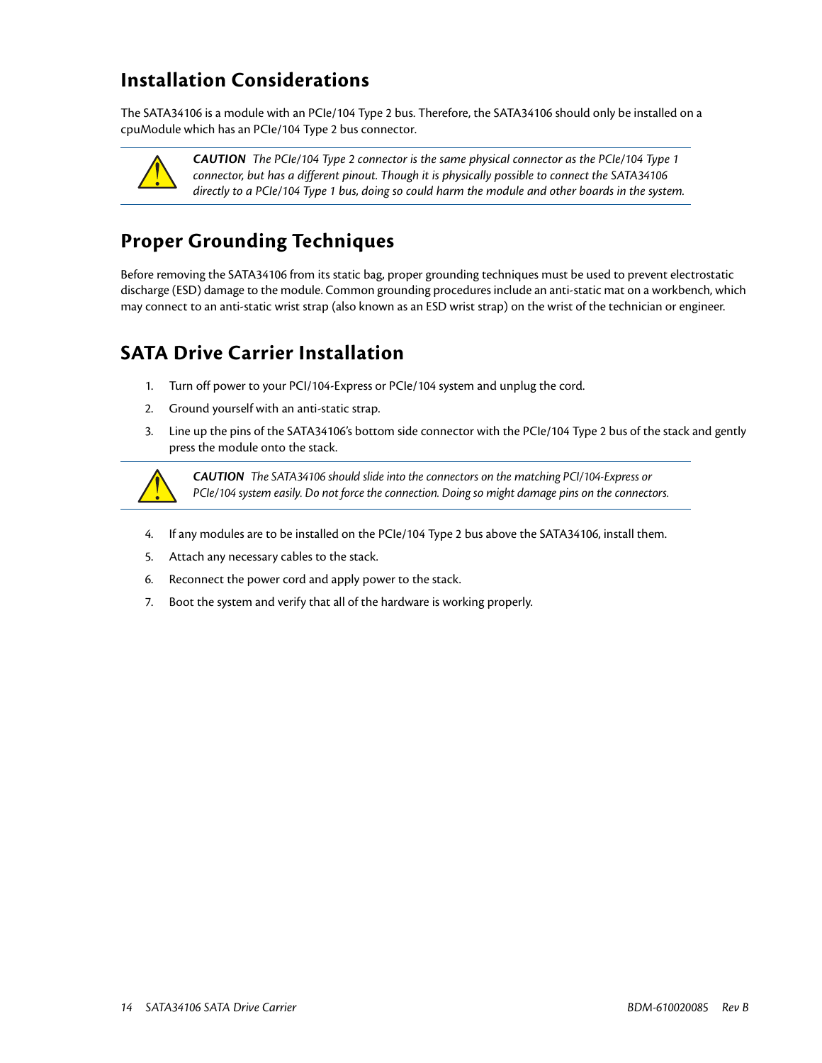## Installation Considerations

The SATA34106 is a module with an PCIe/104 Type 2 bus. Therefore, the SATA34106 should only be installed on a cpuModule which has an PCIe/104 Type 2 bus connector.

> **CAUTION** *The PCIe/104 Type 2 connector is the same physical connector as the PCIe/104 Type 1 connector, but has a different pinout. Though it is physically possible to connect the SATA34106 directly to a PCIe/104 Type 1 bus, doing so could harm the module and other boards in the system.*

## Proper Grounding Techniques

Before removing the SATA34106 from its static bag, proper grounding techniques must be used to prevent electrostatic discharge (ESD) damage to the module. Common grounding procedures include an anti-static mat on a workbench, which may connect to an anti-static wrist strap (also known as an ESD wrist strap) on the wrist of the technician or engineer.

## SATA Drive Carrier Installation

1. Turn off power to your PCI/104-Express or PCIe/104 system and unplug the cord.
2. Ground yourself with an anti-static strap.
3. Line up the pins of the SATA34106's bottom side connector with the PCIe/104 Type 2 bus of the stack and gently press the module onto the stack.

> **CAUTION** *The SATA34106 should slide into the connectors on the matching PCI/104-Express or PCIe/104 system easily. Do not force the connection. Doing so might damage pins on the connectors.*

4. If any modules are to be installed on the PCIe/104 Type 2 bus above the SATA34106, install them.
5. Attach any necessary cables to the stack.
6. Reconnect the power cord and apply power to the stack.
7. Boot the system and verify that all of the hardware is working properly.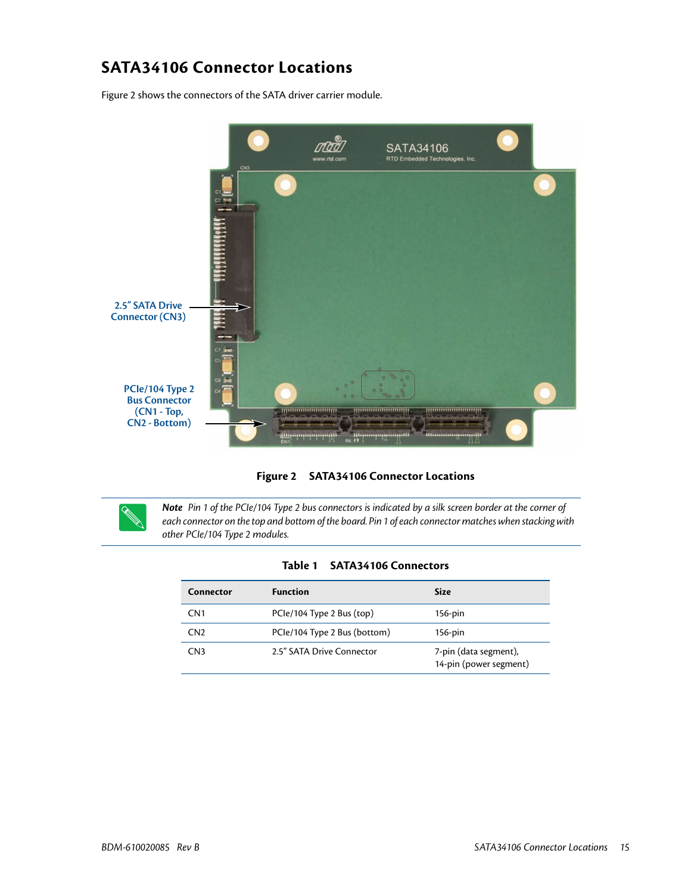# SATA34106 Connector Locations

Figure 2 shows the connectors of the SATA driver carrier module.

2.5" SATA Drive Connector (CN3)

PCIe/104 Type 2 Bus Connector (CN1 - Top, CN2 - Bottom)

**Figure 2 SATA34106 Connector Locations**

***Note*** *Pin 1 of the PCIe/104 Type 2 bus connectors is indicated by a silk screen border at the corner of each connector on the top and bottom of the board. Pin 1 of each connector matches when stacking with other PCIe/104 Type 2 modules.*

**Table 1 SATA34106 Connectors**

| Connector | Function | Size |
|---|---|---|
| CN1 | PCIe/104 Type 2 Bus (top) | 156-pin |
| CN2 | PCIe/104 Type 2 Bus (bottom) | 156-pin |
| CN3 | 2.5" SATA Drive Connector | 7-pin (data segment), 14-pin (power segment) |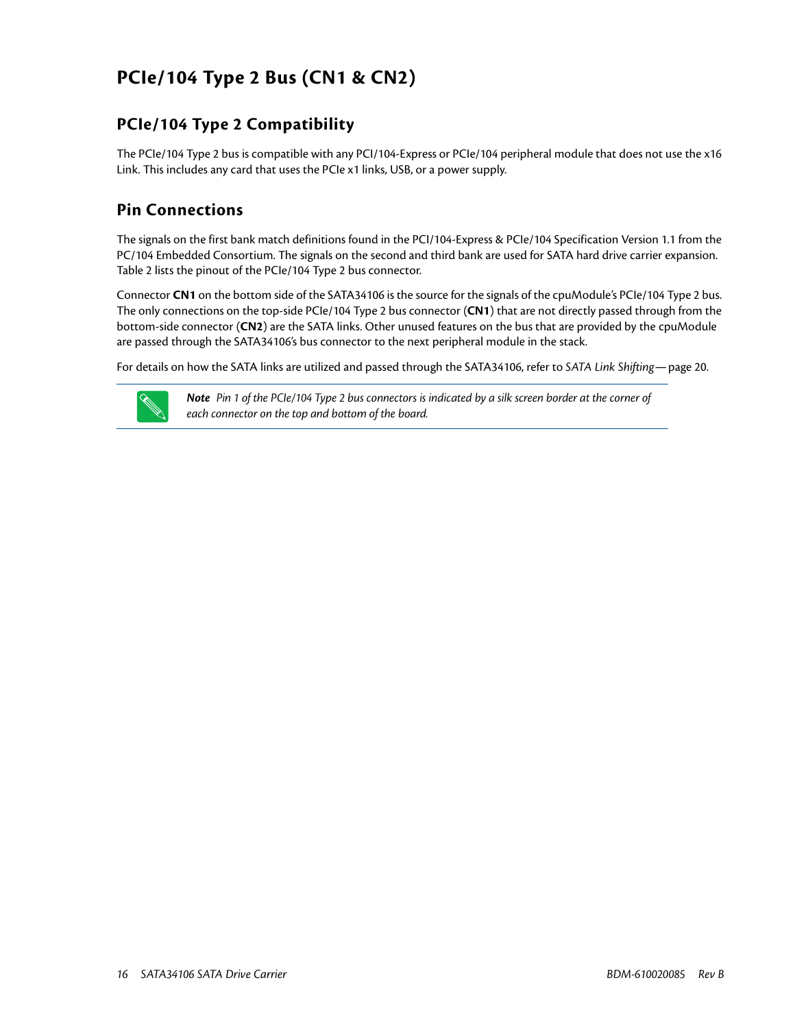# PCIe/104 Type 2 Bus (CN1 & CN2)

## PCIe/104 Type 2 Compatibility

The PCIe/104 Type 2 bus is compatible with any PCI/104-Express or PCIe/104 peripheral module that does not use the x16 Link. This includes any card that uses the PCIe x1 links, USB, or a power supply.

## Pin Connections

The signals on the first bank match definitions found in the PCI/104-Express & PCIe/104 Specification Version 1.1 from the PC/104 Embedded Consortium. The signals on the second and third bank are used for SATA hard drive carrier expansion. Table 2 lists the pinout of the PCIe/104 Type 2 bus connector.

Connector **CN1** on the bottom side of the SATA34106 is the source for the signals of the cpuModule's PCIe/104 Type 2 bus. The only connections on the top-side PCIe/104 Type 2 bus connector (**CN1**) that are not directly passed through from the bottom-side connector (**CN2**) are the SATA links. Other unused features on the bus that are provided by the cpuModule are passed through the SATA34106's bus connector to the next peripheral module in the stack.

For details on how the SATA links are utilized and passed through the SATA34106, refer to *SATA Link Shifting*— page 20.

> ***Note*** *Pin 1 of the PCIe/104 Type 2 bus connectors is indicated by a silk screen border at the corner of each connector on the top and bottom of the board.*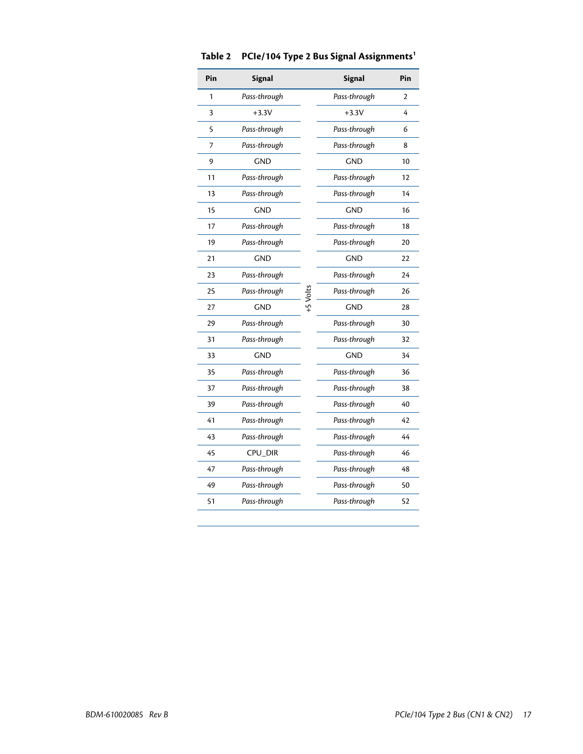**Table 2 PCIe/104 Type 2 Bus Signal Assignments[1]**

| Pin | Signal | | Signal | Pin |
|---|---|---|---|---|
| 1 | *Pass-through* | | *Pass-through* | 2 |
| 3 | +3.3V | | +3.3V | 4 |
| 5 | *Pass-through* | | *Pass-through* | 6 |
| 7 | *Pass-through* | | *Pass-through* | 8 |
| 9 | GND | | GND | 10 |
| 11 | *Pass-through* | | *Pass-through* | 12 |
| 13 | *Pass-through* | | *Pass-through* | 14 |
| 15 | GND | | GND | 16 |
| 17 | *Pass-through* | | *Pass-through* | 18 |
| 19 | *Pass-through* | | *Pass-through* | 20 |
| 21 | GND | | GND | 22 |
| 23 | *Pass-through* | | *Pass-through* | 24 |
| 25 | *Pass-through* | +5 Volts | *Pass-through* | 26 |
| 27 | GND | | GND | 28 |
| 29 | *Pass-through* | | *Pass-through* | 30 |
| 31 | *Pass-through* | | *Pass-through* | 32 |
| 33 | GND | | GND | 34 |
| 35 | *Pass-through* | | *Pass-through* | 36 |
| 37 | *Pass-through* | | *Pass-through* | 38 |
| 39 | *Pass-through* | | *Pass-through* | 40 |
| 41 | *Pass-through* | | *Pass-through* | 42 |
| 43 | *Pass-through* | | *Pass-through* | 44 |
| 45 | CPU_DIR | | *Pass-through* | 46 |
| 47 | *Pass-through* | | *Pass-through* | 48 |
| 49 | *Pass-through* | | *Pass-through* | 50 |
| 51 | *Pass-through* | | *Pass-through* | 52 |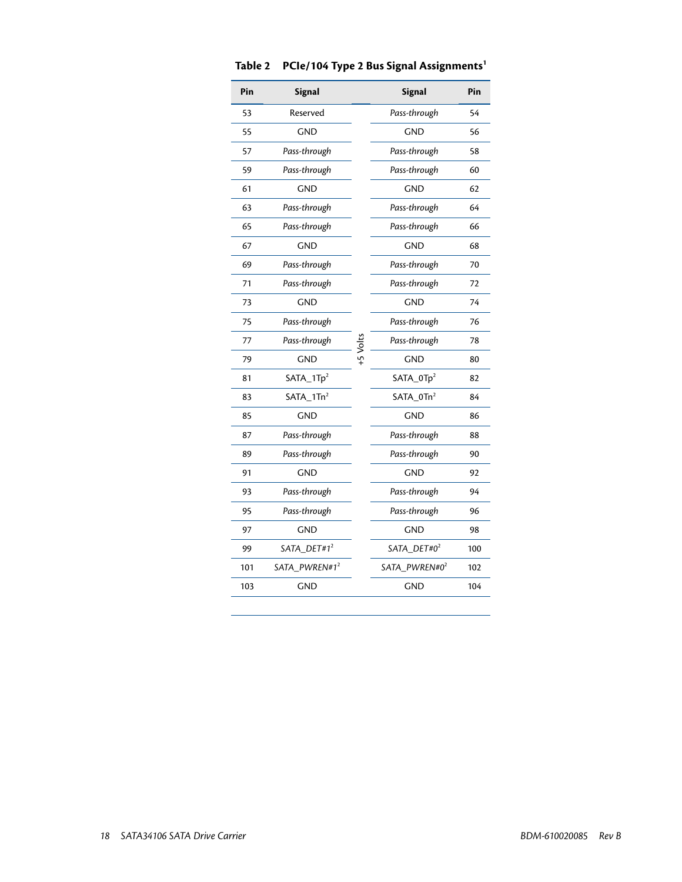**Table 2 PCIe/104 Type 2 Bus Signal Assignments[1]**

| Pin | Signal | | Signal | Pin |
|---|---|---|---|---|
| 53 | Reserved | +5 Volts | *Pass-through* | 54 |
| 55 | GND | | GND | 56 |
| 57 | *Pass-through* | | *Pass-through* | 58 |
| 59 | *Pass-through* | | *Pass-through* | 60 |
| 61 | GND | | GND | 62 |
| 63 | *Pass-through* | | *Pass-through* | 64 |
| 65 | *Pass-through* | | *Pass-through* | 66 |
| 67 | GND | | GND | 68 |
| 69 | *Pass-through* | | *Pass-through* | 70 |
| 71 | *Pass-through* | | *Pass-through* | 72 |
| 73 | GND | | GND | 74 |
| 75 | *Pass-through* | | *Pass-through* | 76 |
| 77 | *Pass-through* | | *Pass-through* | 78 |
| 79 | GND | | GND | 80 |
| 81 | SATA_1Tp[2] | | SATA_0Tp[2] | 82 |
| 83 | SATA_1Tn[2] | | SATA_0Tn[2] | 84 |
| 85 | GND | | GND | 86 |
| 87 | *Pass-through* | | *Pass-through* | 88 |
| 89 | *Pass-through* | | *Pass-through* | 90 |
| 91 | GND | | GND | 92 |
| 93 | *Pass-through* | | *Pass-through* | 94 |
| 95 | *Pass-through* | | *Pass-through* | 96 |
| 97 | GND | | GND | 98 |
| 99 | *SATA_DET#1*[2] | | *SATA_DET#0*[2] | 100 |
| 101 | *SATA_PWREN#1*[2] | | *SATA_PWREN#0*[2] | 102 |
| 103 | GND | | GND | 104 |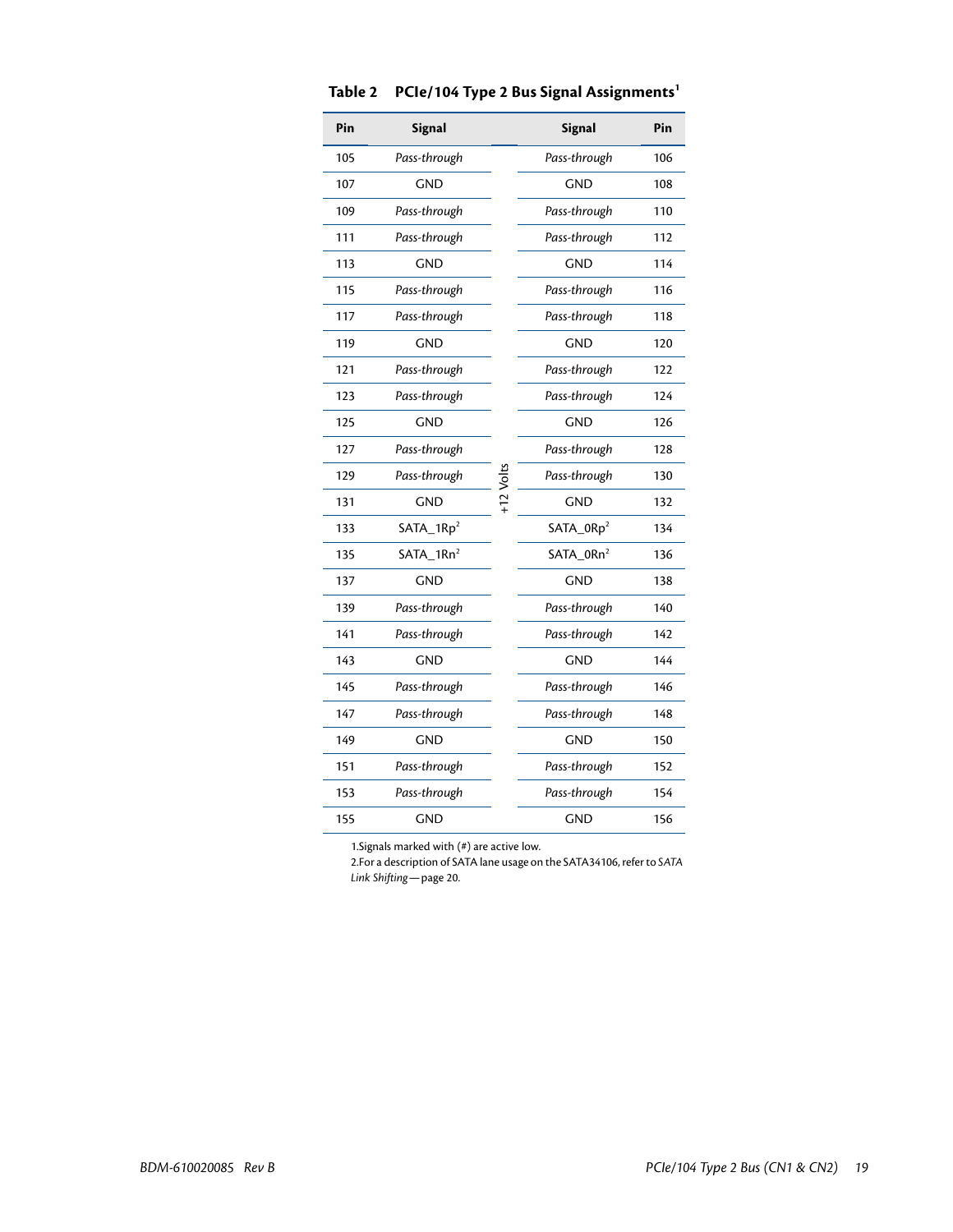**Table 2 PCIe/104 Type 2 Bus Signal Assignments**[1]

| Pin | Signal | | Signal | Pin |
|---|---|---|---|---|
| 105 | *Pass-through* | +12 Volts | *Pass-through* | 106 |
| 107 | GND | | GND | 108 |
| 109 | *Pass-through* | | *Pass-through* | 110 |
| 111 | *Pass-through* | | *Pass-through* | 112 |
| 113 | GND | | GND | 114 |
| 115 | *Pass-through* | | *Pass-through* | 116 |
| 117 | *Pass-through* | | *Pass-through* | 118 |
| 119 | GND | | GND | 120 |
| 121 | *Pass-through* | | *Pass-through* | 122 |
| 123 | *Pass-through* | | *Pass-through* | 124 |
| 125 | GND | | GND | 126 |
| 127 | *Pass-through* | | *Pass-through* | 128 |
| 129 | *Pass-through* | | *Pass-through* | 130 |
| 131 | GND | | GND | 132 |
| 133 | SATA_1Rp[2] | | SATA_0Rp[2] | 134 |
| 135 | SATA_1Rn[2] | | SATA_0Rn[2] | 136 |
| 137 | GND | | GND | 138 |
| 139 | *Pass-through* | | *Pass-through* | 140 |
| 141 | *Pass-through* | | *Pass-through* | 142 |
| 143 | GND | | GND | 144 |
| 145 | *Pass-through* | | *Pass-through* | 146 |
| 147 | *Pass-through* | | *Pass-through* | 148 |
| 149 | GND | | GND | 150 |
| 151 | *Pass-through* | | *Pass-through* | 152 |
| 153 | *Pass-through* | | *Pass-through* | 154 |
| 155 | GND | | GND | 156 |

1.Signals marked with (#) are active low.
2.For a description of SATA lane usage on the SATA34106, refer to *SATA Link Shifting* — page 20.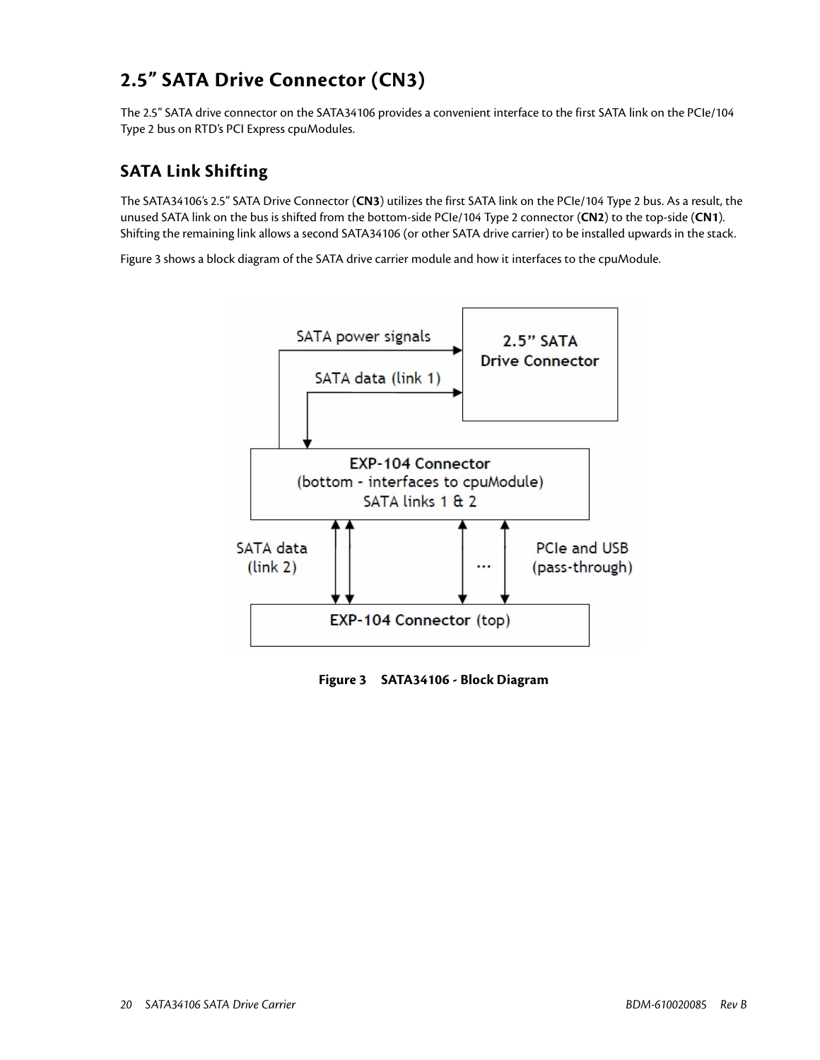## 2.5" SATA Drive Connector (CN3)

The 2.5" SATA drive connector on the SATA34106 provides a convenient interface to the first SATA link on the PCIe/104 Type 2 bus on RTD's PCI Express cpuModules.

### SATA Link Shifting

The SATA34106's 2.5" SATA Drive Connector (**CN3**) utilizes the first SATA link on the PCIe/104 Type 2 bus. As a result, the unused SATA link on the bus is shifted from the bottom-side PCIe/104 Type 2 connector (**CN2**) to the top-side (**CN1**). Shifting the remaining link allows a second SATA34106 (or other SATA drive carrier) to be installed upwards in the stack.

Figure 3 shows a block diagram of the SATA drive carrier module and how it interfaces to the cpuModule.

SATA power signals

2.5" SATA Drive Connector

SATA data (link 1)

EXP-104 Connector (bottom - interfaces to cpuModule) SATA links 1 & 2

SATA data (link 2)

...

PCIe and USB (pass-through)

EXP-104 Connector (top)

**Figure 3 SATA34106 - Block Diagram**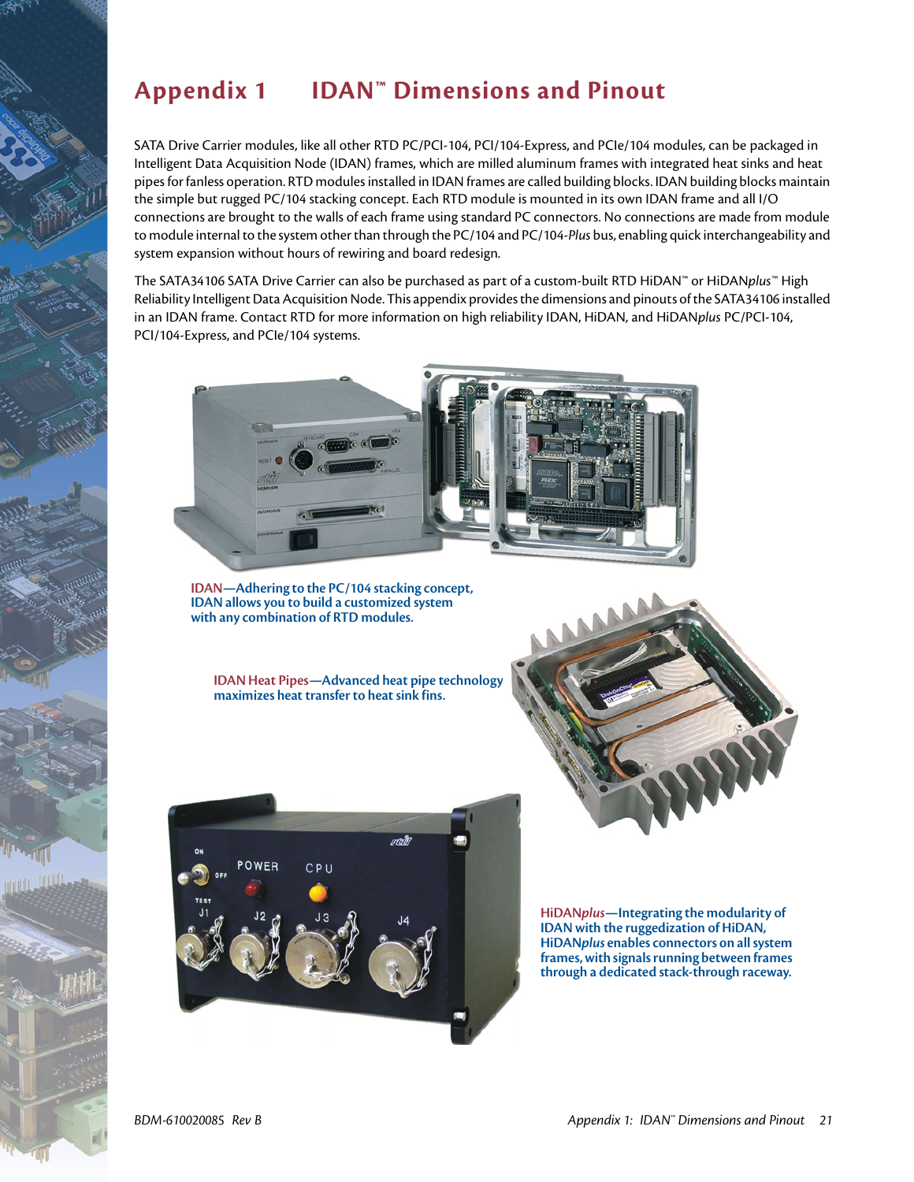# Appendix 1 IDAN™ Dimensions and Pinout

SATA Drive Carrier modules, like all other RTD PC/PCI-104, PCI/104-Express, and PCIe/104 modules, can be packaged in Intelligent Data Acquisition Node (IDAN) frames, which are milled aluminum frames with integrated heat sinks and heat pipes for fanless operation. RTD modules installed in IDAN frames are called building blocks. IDAN building blocks maintain the simple but rugged PC/104 stacking concept. Each RTD module is mounted in its own IDAN frame and all I/O connections are brought to the walls of each frame using standard PC connectors. No connections are made from module to module internal to the system other than through the PC/104 and PC/104-*Plus* bus, enabling quick interchangeability and system expansion without hours of rewiring and board redesign.

The SATA34106 SATA Drive Carrier can also be purchased as part of a custom-built RTD HiDAN™ or HiDAN*plus*™ High Reliability Intelligent Data Acquisition Node. This appendix provides the dimensions and pinouts of the SATA34106 installed in an IDAN frame. Contact RTD for more information on high reliability IDAN, HiDAN, and HiDAN*plus* PC/PCI-104, PCI/104-Express, and PCIe/104 systems.

**IDAN—Adhering to the PC/104 stacking concept, IDAN allows you to build a customized system with any combination of RTD modules.**

**IDAN Heat Pipes—Advanced heat pipe technology maximizes heat transfer to heat sink fins.**

**HiDAN*plus*—Integrating the modularity of IDAN with the ruggedization of HiDAN, HiDAN*plus* enables connectors on all system frames, with signals running between frames through a dedicated stack-through raceway.**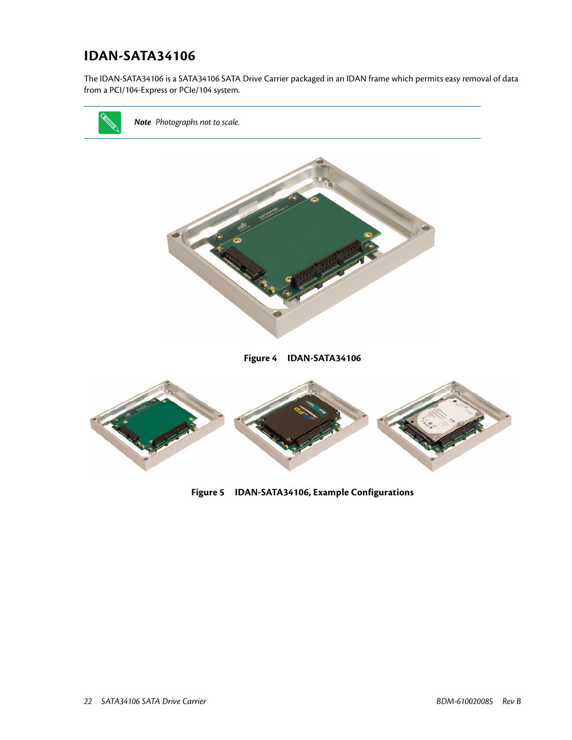## IDAN-SATA34106

The IDAN-SATA34106 is a SATA34106 SATA Drive Carrier packaged in an IDAN frame which permits easy removal of data from a PCI/104-Express or PCIe/104 system.

> ***Note*** *Photographs not to scale.*

**Figure 4 IDAN-SATA34106**

**Figure 5 IDAN-SATA34106, Example Configurations**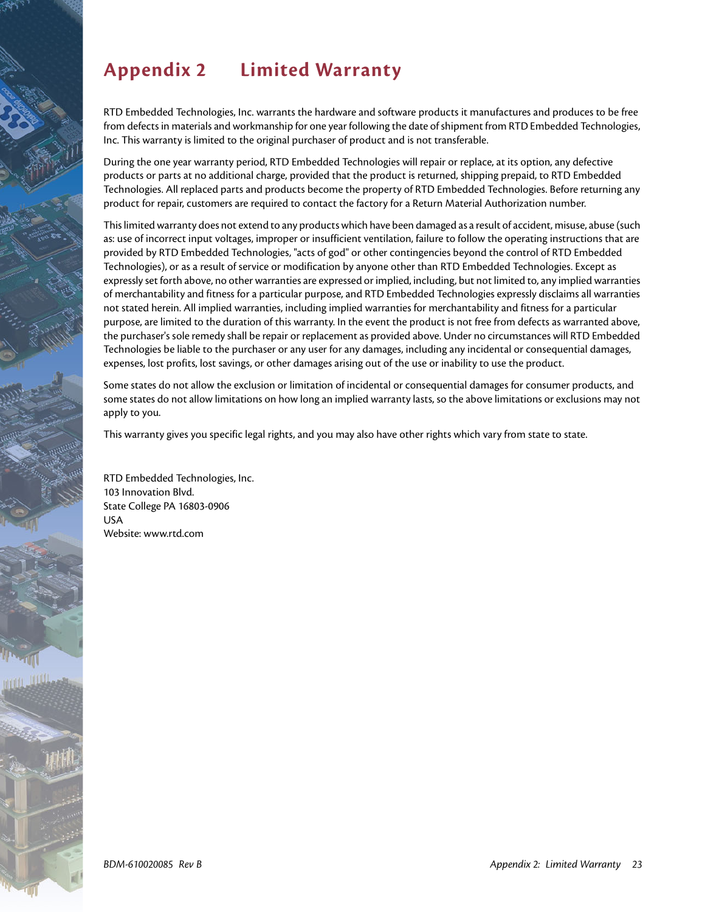# Appendix 2 Limited Warranty

RTD Embedded Technologies, Inc. warrants the hardware and software products it manufactures and produces to be free from defects in materials and workmanship for one year following the date of shipment from RTD Embedded Technologies, Inc. This warranty is limited to the original purchaser of product and is not transferable.

During the one year warranty period, RTD Embedded Technologies will repair or replace, at its option, any defective products or parts at no additional charge, provided that the product is returned, shipping prepaid, to RTD Embedded Technologies. All replaced parts and products become the property of RTD Embedded Technologies. Before returning any product for repair, customers are required to contact the factory for a Return Material Authorization number.

This limited warranty does not extend to any products which have been damaged as a result of accident, misuse, abuse (such as: use of incorrect input voltages, improper or insufficient ventilation, failure to follow the operating instructions that are provided by RTD Embedded Technologies, "acts of god" or other contingencies beyond the control of RTD Embedded Technologies), or as a result of service or modification by anyone other than RTD Embedded Technologies. Except as expressly set forth above, no other warranties are expressed or implied, including, but not limited to, any implied warranties of merchantability and fitness for a particular purpose, and RTD Embedded Technologies expressly disclaims all warranties not stated herein. All implied warranties, including implied warranties for merchantability and fitness for a particular purpose, are limited to the duration of this warranty. In the event the product is not free from defects as warranted above, the purchaser's sole remedy shall be repair or replacement as provided above. Under no circumstances will RTD Embedded Technologies be liable to the purchaser or any user for any damages, including any incidental or consequential damages, expenses, lost profits, lost savings, or other damages arising out of the use or inability to use the product.

Some states do not allow the exclusion or limitation of incidental or consequential damages for consumer products, and some states do not allow limitations on how long an implied warranty lasts, so the above limitations or exclusions may not apply to you.

This warranty gives you specific legal rights, and you may also have other rights which vary from state to state.

RTD Embedded Technologies, Inc.
103 Innovation Blvd.
State College PA 16803-0906
USA
Website: www.rtd.com